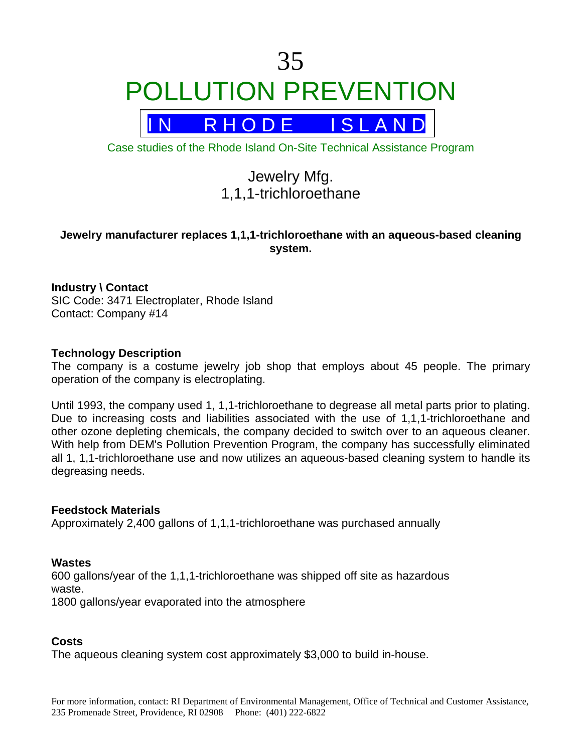# 35

# POLLUTION PREVENTION

## IN RHODE ISLAND

Case studies of the Rhode Island On-Site Technical Assistance Program

## Jewelry Mfg.
## 1,1,1-trichloroethane

**Jewelry manufacturer replaces 1,1,1-trichloroethane with an aqueous-based cleaning system.**

### Industry \ Contact

SIC Code: 3471 Electroplater, Rhode Island
Contact: Company #14

### Technology Description

The company is a costume jewelry job shop that employs about 45 people. The primary operation of the company is electroplating.

Until 1993, the company used 1, 1,1-trichloroethane to degrease all metal parts prior to plating. Due to increasing costs and liabilities associated with the use of 1,1,1-trichloroethane and other ozone depleting chemicals, the company decided to switch over to an aqueous cleaner. With help from DEM's Pollution Prevention Program, the company has successfully eliminated all 1, 1,1-trichloroethane use and now utilizes an aqueous-based cleaning system to handle its degreasing needs.

### Feedstock Materials

Approximately 2,400 gallons of 1,1,1-trichloroethane was purchased annually

### Wastes

600 gallons/year of the 1,1,1-trichloroethane was shipped off site as hazardous waste.
1800 gallons/year evaporated into the atmosphere

### Costs

The aqueous cleaning system cost approximately $3,000 to build in-house.

For more information, contact: RI Department of Environmental Management, Office of Technical and Customer Assistance, 235 Promenade Street, Providence, RI 02908 Phone: (401) 222-6822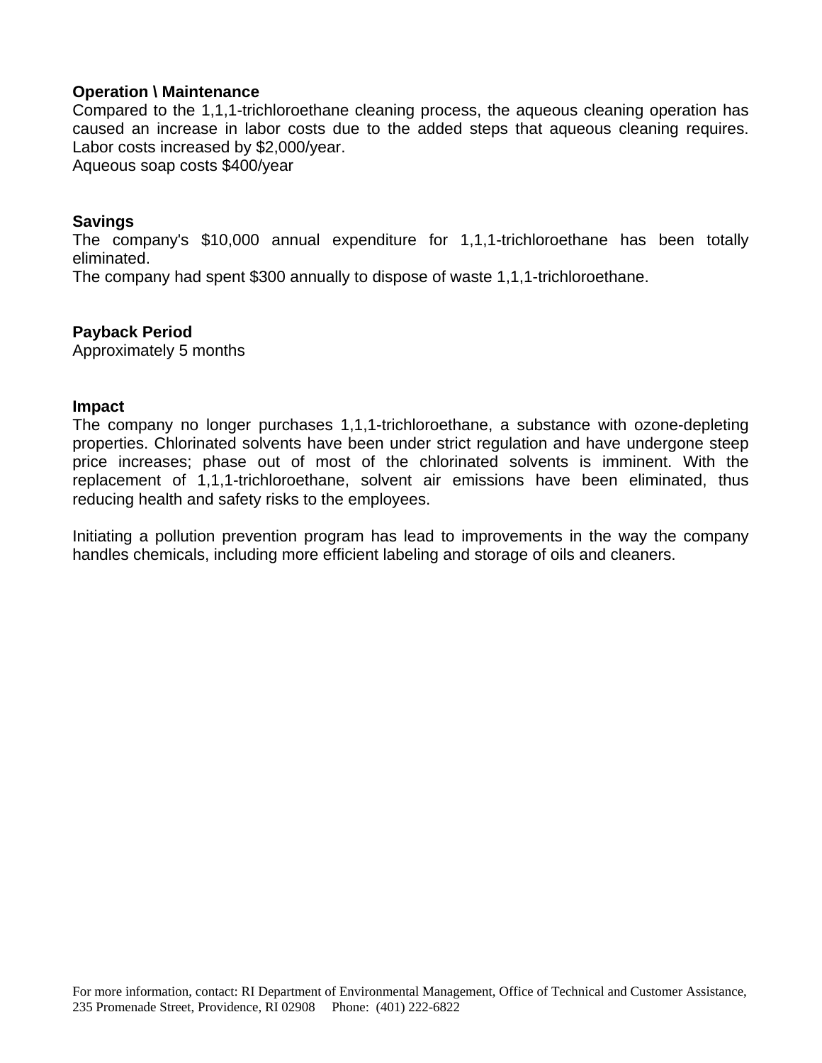**Operation \ Maintenance**

Compared to the 1,1,1-trichloroethane cleaning process, the aqueous cleaning operation has caused an increase in labor costs due to the added steps that aqueous cleaning requires. Labor costs increased by $2,000/year.
Aqueous soap costs $400/year

**Savings**

The company's $10,000 annual expenditure for 1,1,1-trichloroethane has been totally eliminated.
The company had spent $300 annually to dispose of waste 1,1,1-trichloroethane.

**Payback Period**

Approximately 5 months

**Impact**

The company no longer purchases 1,1,1-trichloroethane, a substance with ozone-depleting properties. Chlorinated solvents have been under strict regulation and have undergone steep price increases; phase out of most of the chlorinated solvents is imminent. With the replacement of 1,1,1-trichloroethane, solvent air emissions have been eliminated, thus reducing health and safety risks to the employees.

Initiating a pollution prevention program has lead to improvements in the way the company handles chemicals, including more efficient labeling and storage of oils and cleaners.

For more information, contact: RI Department of Environmental Management, Office of Technical and Customer Assistance, 235 Promenade Street, Providence, RI 02908 Phone: (401) 222-6822